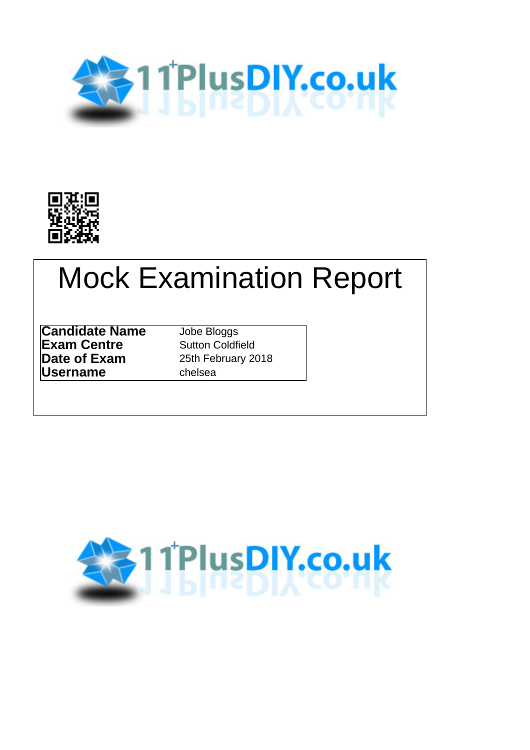# Mock Examination Report

| | |
|---|---|
| **Candidate Name** | Jobe Bloggs |
| **Exam Centre** | Sutton Coldfield |
| **Date of Exam** | 25th February 2018 |
| **Username** | chelsea |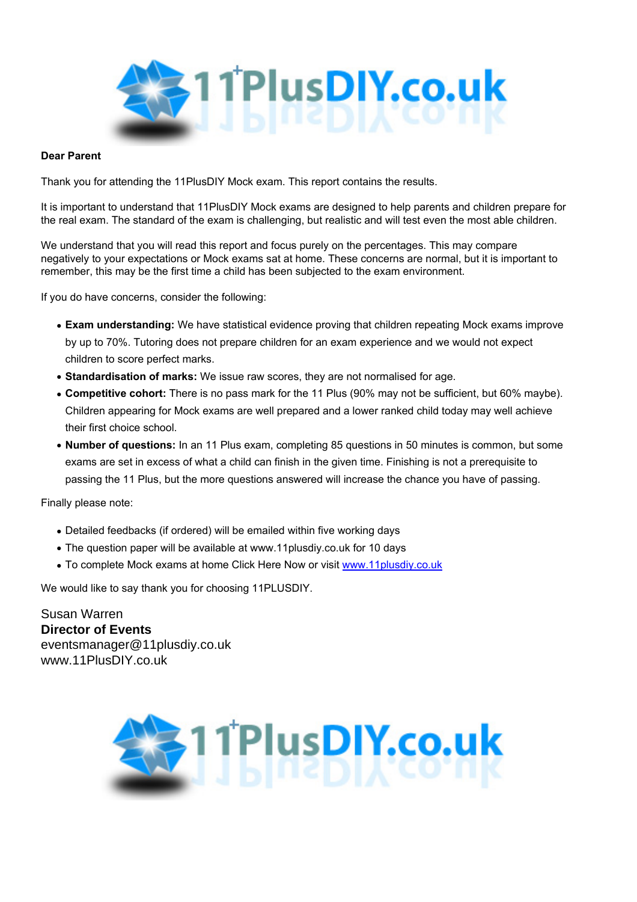**Dear Parent**

Thank you for attending the 11PlusDIY Mock exam. This report contains the results.

It is important to understand that 11PlusDIY Mock exams are designed to help parents and children prepare for the real exam. The standard of the exam is challenging, but realistic and will test even the most able children.

We understand that you will read this report and focus purely on the percentages. This may compare negatively to your expectations or Mock exams sat at home. These concerns are normal, but it is important to remember, this may be the first time a child has been subjected to the exam environment.

If you do have concerns, consider the following:

- **Exam understanding:** We have statistical evidence proving that children repeating Mock exams improve by up to 70%. Tutoring does not prepare children for an exam experience and we would not expect children to score perfect marks.
- **Standardisation of marks:** We issue raw scores, they are not normalised for age.
- **Competitive cohort:** There is no pass mark for the 11 Plus (90% may not be sufficient, but 60% maybe). Children appearing for Mock exams are well prepared and a lower ranked child today may well achieve their first choice school.
- **Number of questions:** In an 11 Plus exam, completing 85 questions in 50 minutes is common, but some exams are set in excess of what a child can finish in the given time. Finishing is not a prerequisite to passing the 11 Plus, but the more questions answered will increase the chance you have of passing.

Finally please note:

- Detailed feedbacks (if ordered) will be emailed within five working days
- The question paper will be available at www.11plusdiy.co.uk for 10 days
- To complete Mock exams at home Click Here Now or visit www.11plusdiy.co.uk

We would like to say thank you for choosing 11PLUSDIY.

Susan Warren
**Director of Events**
eventsmanager@11plusdiy.co.uk
www.11PlusDIY.co.uk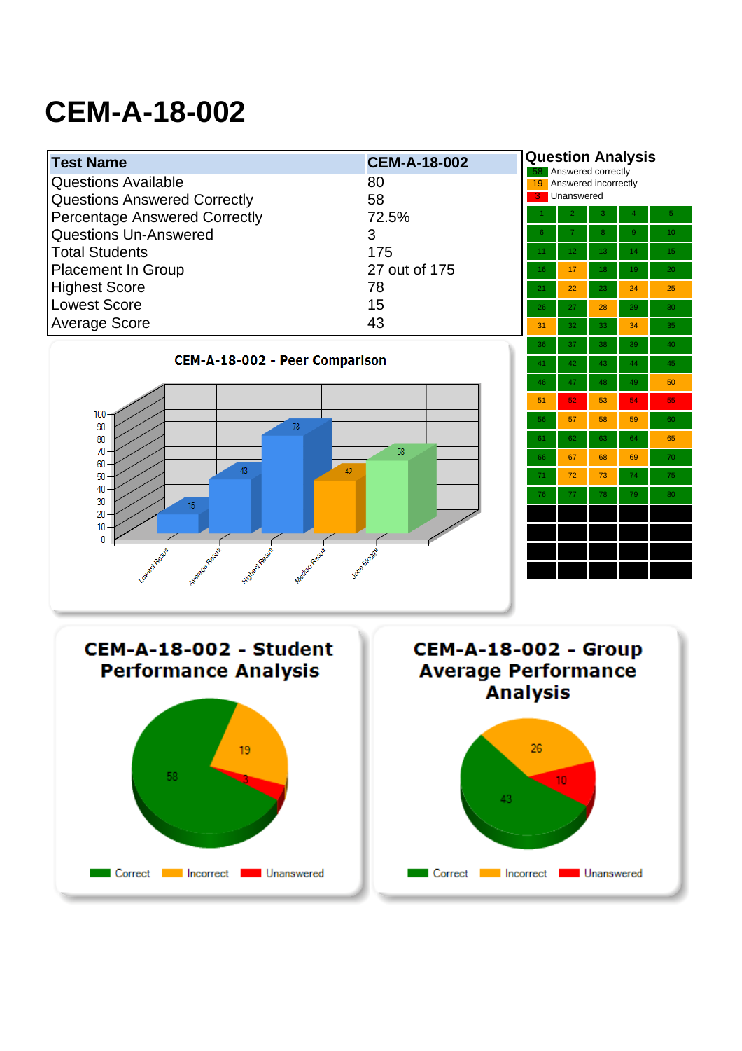# CEM-A-18-002

| Test Name | CEM-A-18-002 |
|---|---|
| Questions Available | 80 |
| Questions Answered Correctly | 58 |
| Percentage Answered Correctly | 72.5% |
| Questions Un-Answered | 3 |
| Total Students | 175 |
| Placement In Group | 27 out of 175 |
| Highest Score | 78 |
| Lowest Score | 15 |
| Average Score | 43 |

## Question Analysis

58 Answered correctly
19 Answered incorrectly
3 Unanswered

| | | | | |
|---|---|---|---|---|
| 1 | 2 | 3 | 4 | 5 |
| 6 | 7 | 8 | 9 | 10 |
| 11 | 12 | 13 | 14 | 15 |
| 16 | 17 | 18 | 19 | 20 |
| 21 | 22 | 23 | 24 | 25 |
| 26 | 27 | 28 | 29 | 30 |
| 31 | 32 | 33 | 34 | 35 |
| 36 | 37 | 38 | 39 | 40 |
| 41 | 42 | 43 | 44 | 45 |
| 46 | 47 | 48 | 49 | 50 |
| 51 | 52 | 53 | 54 | 55 |
| 56 | 57 | 58 | 59 | 60 |
| 61 | 62 | 63 | 64 | 65 |
| 66 | 67 | 68 | 69 | 70 |
| 71 | 72 | 73 | 74 | 75 |
| 76 | 77 | 78 | 79 | 80 |

### CEM-A-18-002 - Peer Comparison

| Lowest Result | Average Result | Highest Result | Median Result | John Bloggs |
|---|---|---|---|---|
| 15 | 43 | 78 | 42 | 58 |

### CEM-A-18-002 - Student Performance Analysis

Correct: 58, Incorrect: 19, Unanswered: 3

### CEM-A-18-002 - Group Average Performance Analysis

Correct: 43, Incorrect: 26, Unanswered: 10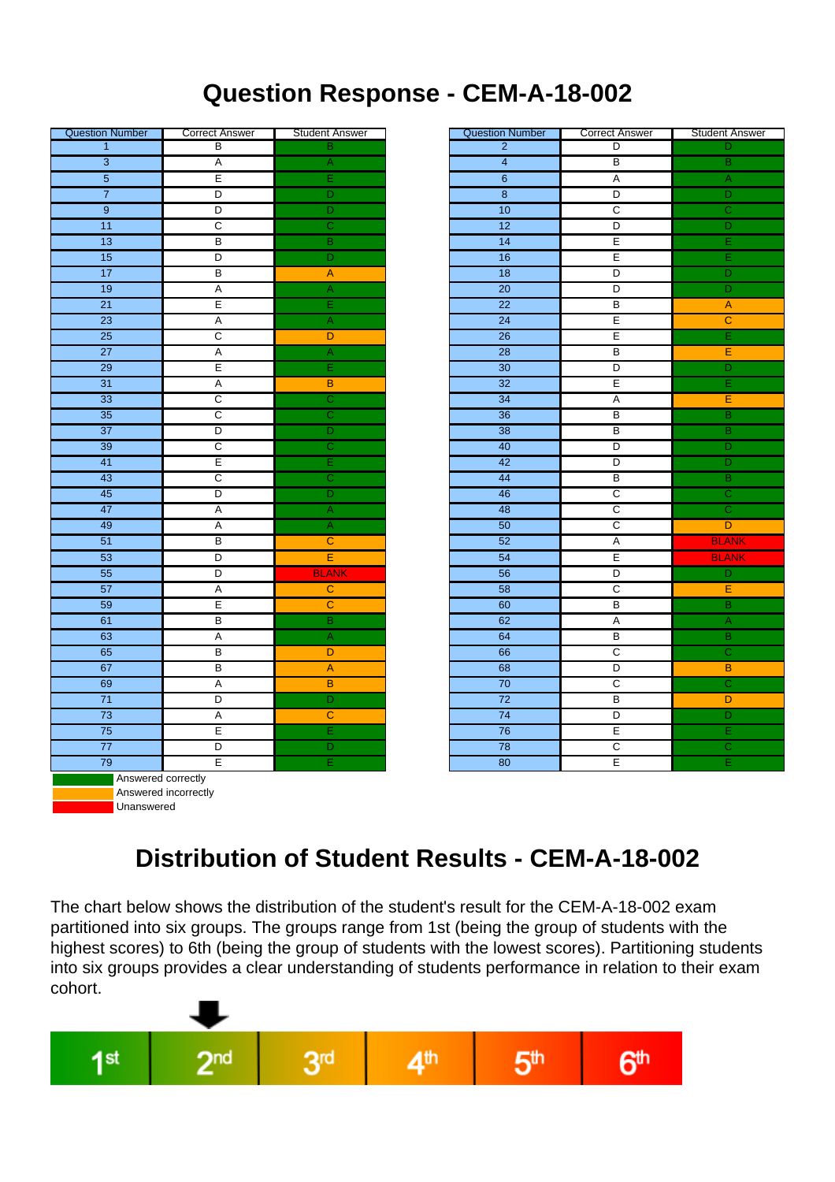# Question Response - CEM-A-18-002

| Question Number | Correct Answer | Student Answer | Question Number | Correct Answer | Student Answer |
|---|---|---|---|---|---|
| 1 | B | B | 2 | D | D |
| 3 | A | A | 4 | B | B |
| 5 | E | E | 6 | A | A |
| 7 | D | D | 8 | D | D |
| 9 | D | D | 10 | C | C |
| 11 | C | C | 12 | D | D |
| 13 | B | B | 14 | E | E |
| 15 | D | D | 16 | E | E |
| 17 | B | A | 18 | D | D |
| 19 | A | A | 20 | D | D |
| 21 | E | E | 22 | B | A |
| 23 | A | A | 24 | E | C |
| 25 | C | D | 26 | E | E |
| 27 | A | A | 28 | B | E |
| 29 | E | E | 30 | D | D |
| 31 | A | B | 32 | E | E |
| 33 | C | C | 34 | A | E |
| 35 | C | C | 36 | B | B |
| 37 | D | D | 38 | B | B |
| 39 | C | C | 40 | D | D |
| 41 | E | E | 42 | D | D |
| 43 | C | C | 44 | B | B |
| 45 | D | D | 46 | C | C |
| 47 | A | A | 48 | C | C |
| 49 | A | A | 50 | C | D |
| 51 | B | C | 52 | A | BLANK |
| 53 | D | E | 54 | E | BLANK |
| 55 | D | BLANK | 56 | D | D |
| 57 | A | C | 58 | C | E |
| 59 | E | C | 60 | B | B |
| 61 | B | B | 62 | A | A |
| 63 | A | A | 64 | B | B |
| 65 | B | D | 66 | C | C |
| 67 | B | A | 68 | D | B |
| 69 | A | B | 70 | C | C |
| 71 | D | D | 72 | B | D |
| 73 | A | C | 74 | D | D |
| 75 | E | E | 76 | E | E |
| 77 | D | D | 78 | C | C |
| 79 | E | E | 80 | E | E |

Answered correctly
Answered incorrectly
Unanswered

# Distribution of Student Results - CEM-A-18-002

The chart below shows the distribution of the student's result for the CEM-A-18-002 exam partitioned into six groups. The groups range from 1st (being the group of students with the highest scores) to 6th (being the group of students with the lowest scores). Partitioning students into six groups provides a clear understanding of students performance in relation to their exam cohort.

| 1st | 2nd | 3rd | 4th | 5th | 6th |
|---|---|---|---|---|---|
| | ⬇ | | | | |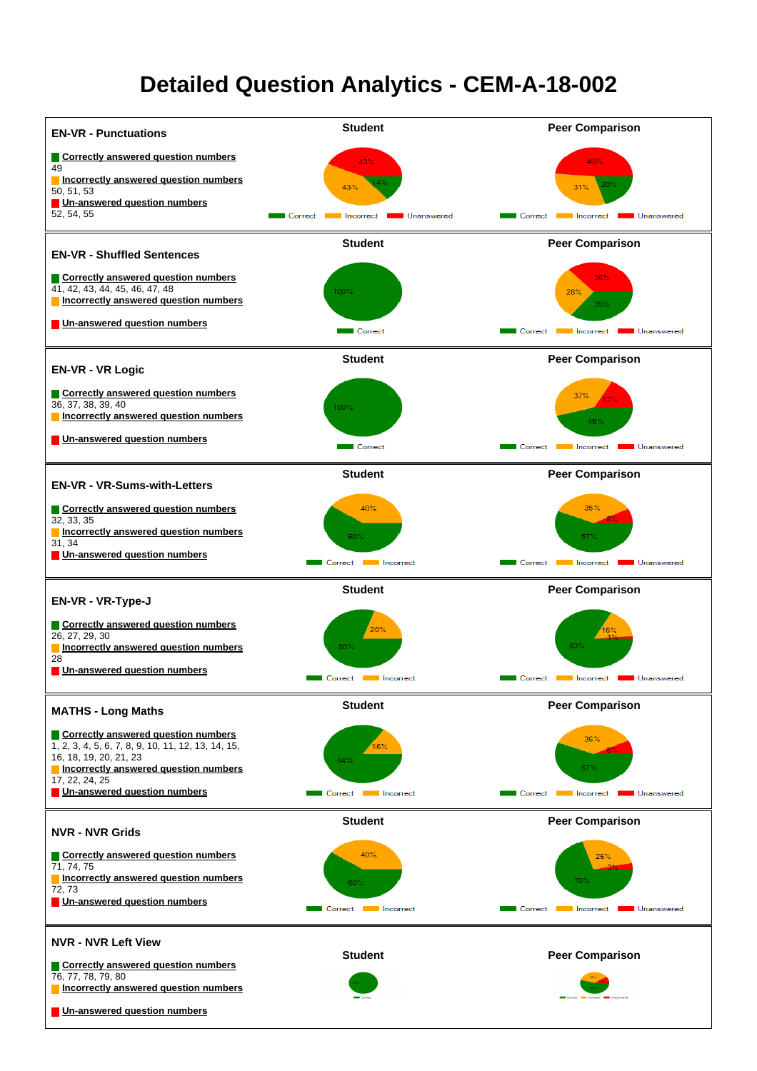# Detailed Question Analytics - CEM-A-18-002

## EN-VR - Punctuations

**Correctly answered question numbers**
49

**Incorrectly answered question numbers**
50, 51, 53

**Un-answered question numbers**
52, 54, 55

| | Correct | Incorrect | Unanswered |
|---|---|---|---|
| Student | 14% | 43% | 43% |
| Peer Comparison | 20% | 31% | 48% |

## EN-VR - Shuffled Sentences

**Correctly answered question numbers**
41, 42, 43, 44, 45, 46, 47, 48

**Incorrectly answered question numbers**

**Un-answered question numbers**

| | Correct | Incorrect | Unanswered |
|---|---|---|---|
| Student | 100% | | |
| Peer Comparison | 35% | 28% | 36% |

## EN-VR - VR Logic

**Correctly answered question numbers**
36, 37, 38, 39, 40

**Incorrectly answered question numbers**

**Un-answered question numbers**

| | Correct | Incorrect | Unanswered |
|---|---|---|---|
| Student | 100% | | |
| Peer Comparison | 45% | 37% | 17% |

## EN-VR - VR-Sums-with-Letters

**Correctly answered question numbers**
32, 33, 35

**Incorrectly answered question numbers**
31, 34

**Un-answered question numbers**

| | Correct | Incorrect | Unanswered |
|---|---|---|---|
| Student | 60% | 40% | |
| Peer Comparison | 57% | 35% | 8% |

## EN-VR - VR-Type-J

**Correctly answered question numbers**
26, 27, 29, 30

**Incorrectly answered question numbers**
28

**Un-answered question numbers**

| | Correct | Incorrect | Unanswered |
|---|---|---|---|
| Student | 80% | 20% | |
| Peer Comparison | 83% | 16% | 1% |

## MATHS - Long Maths

**Correctly answered question numbers**
1, 2, 3, 4, 5, 6, 7, 8, 9, 10, 11, 12, 13, 14, 15, 16, 18, 19, 20, 21, 23

**Incorrectly answered question numbers**
17, 22, 24, 25

**Un-answered question numbers**

| | Correct | Incorrect | Unanswered |
|---|---|---|---|
| Student | 84% | 16% | |
| Peer Comparison | 57% | 36% | 8% |

## NVR - NVR Grids

**Correctly answered question numbers**
71, 74, 75

**Incorrectly answered question numbers**
72, 73

**Un-answered question numbers**

| | Correct | Incorrect | Unanswered |
|---|---|---|---|
| Student | 60% | 40% | |
| Peer Comparison | 70% | 26% | 3% |

## NVR - NVR Left View

**Correctly answered question numbers**
76, 77, 78, 79, 80

**Incorrectly answered question numbers**

**Un-answered question numbers**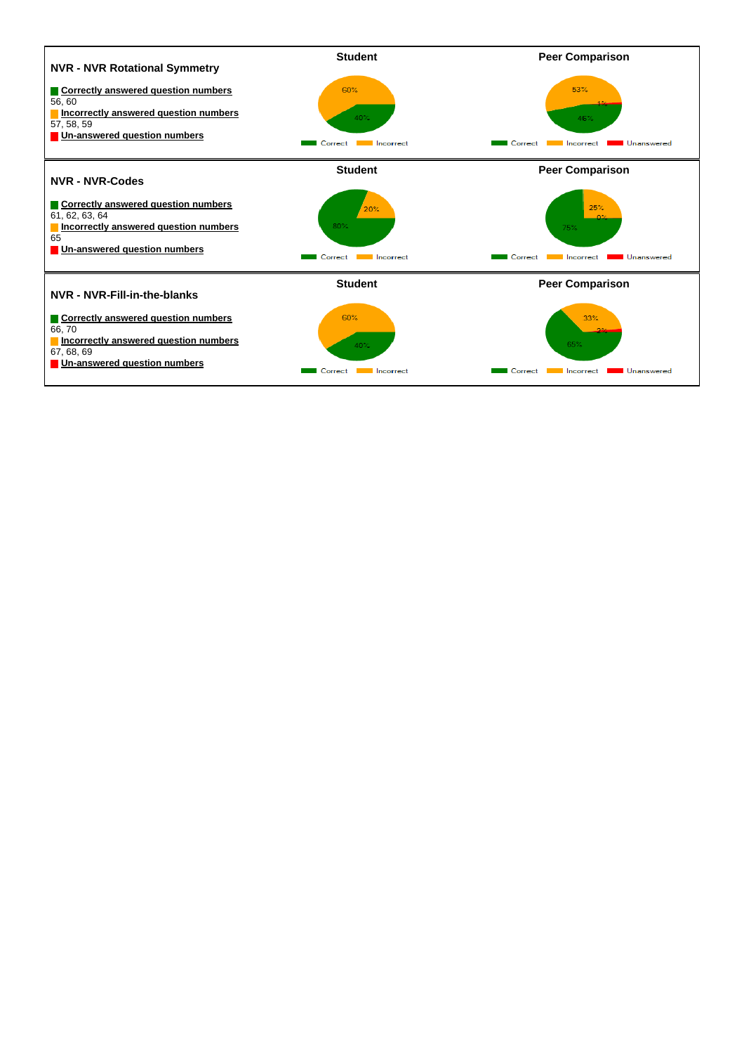## NVR - NVR Rotational Symmetry

**Correctly answered question numbers**
56, 60

**Incorrectly answered question numbers**
57, 58, 59

**Un-answered question numbers**

| | Correct | Incorrect | Unanswered |
|---|---|---|---|
| Student | 40% | 60% | |
| Peer Comparison | 46% | 53% | 1% |

## NVR - NVR-Codes

**Correctly answered question numbers**
61, 62, 63, 64

**Incorrectly answered question numbers**
65

**Un-answered question numbers**

| | Correct | Incorrect | Unanswered |
|---|---|---|---|
| Student | 80% | 20% | |
| Peer Comparison | 75% | 25% | 0% |

## NVR - NVR-Fill-in-the-blanks

**Correctly answered question numbers**
66, 70

**Incorrectly answered question numbers**
67, 68, 69

**Un-answered question numbers**

| | Correct | Incorrect | Unanswered |
|---|---|---|---|
| Student | 40% | 60% | |
| Peer Comparison | 65% | 33% | 2% |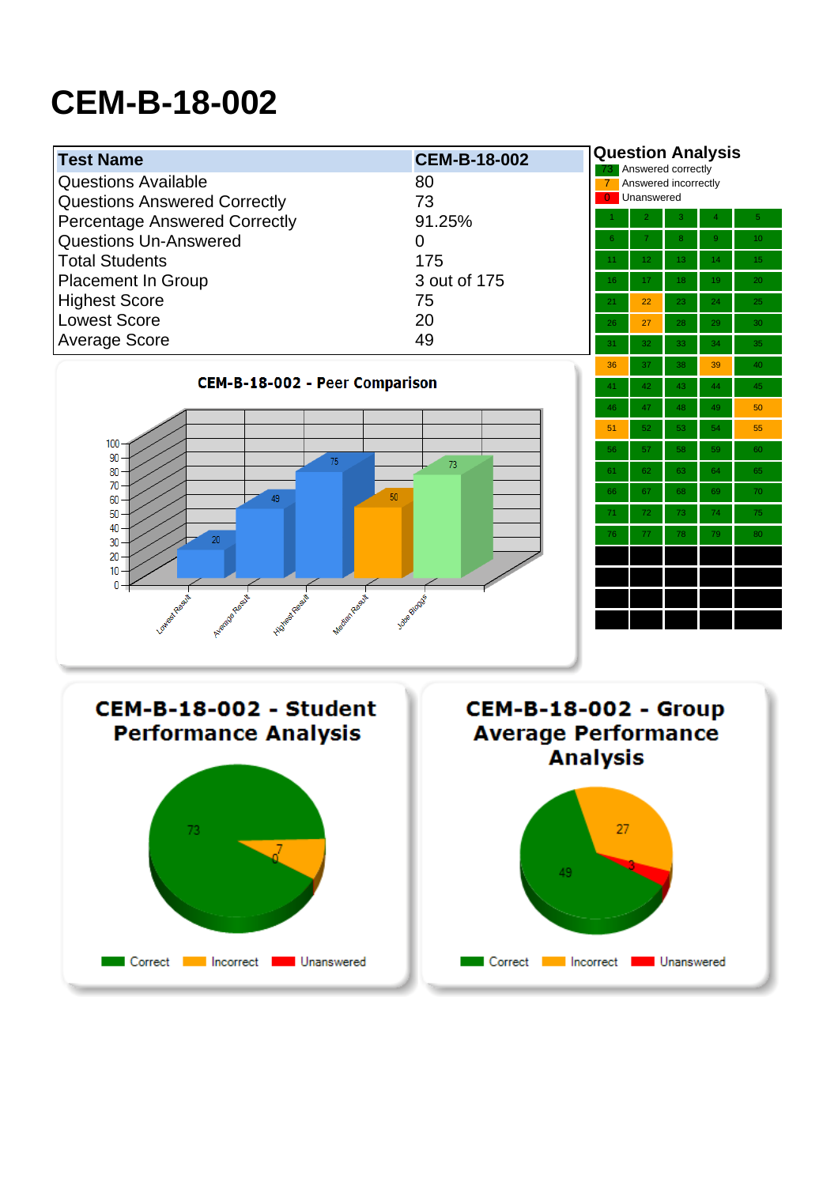# CEM-B-18-002

| Test Name | CEM-B-18-002 |
|---|---|
| Questions Available | 80 |
| Questions Answered Correctly | 73 |
| Percentage Answered Correctly | 91.25% |
| Questions Un-Answered | 0 |
| Total Students | 175 |
| Placement In Group | 3 out of 175 |
| Highest Score | 75 |
| Lowest Score | 20 |
| Average Score | 49 |

## Question Analysis

73 Answered correctly
7 Answered incorrectly
0 Unanswered

| | | | | |
|---|---|---|---|---|
| 1 | 2 | 3 | 4 | 5 |
| 6 | 7 | 8 | 9 | 10 |
| 11 | 12 | 13 | 14 | 15 |
| 16 | 17 | 18 | 19 | 20 |
| 21 | 22 | 23 | 24 | 25 |
| 26 | 27 | 28 | 29 | 30 |
| 31 | 32 | 33 | 34 | 35 |
| 36 | 37 | 38 | 39 | 40 |
| 41 | 42 | 43 | 44 | 45 |
| 46 | 47 | 48 | 49 | 50 |
| 51 | 52 | 53 | 54 | 55 |
| 56 | 57 | 58 | 59 | 60 |
| 61 | 62 | 63 | 64 | 65 |
| 66 | 67 | 68 | 69 | 70 |
| 71 | 72 | 73 | 74 | 75 |
| 76 | 77 | 78 | 79 | 80 |

### CEM-B-18-002 - Peer Comparison

| Lowest Result | Average Result | Highest Result | Median Result | John Bloggs |
|---|---|---|---|---|
| 20 | 49 | 75 | 50 | 73 |

### CEM-B-18-002 - Student Performance Analysis

Correct: 73, Incorrect: 7, Unanswered: 0

### CEM-B-18-002 - Group Average Performance Analysis

Correct: 49, Incorrect: 27, Unanswered: 3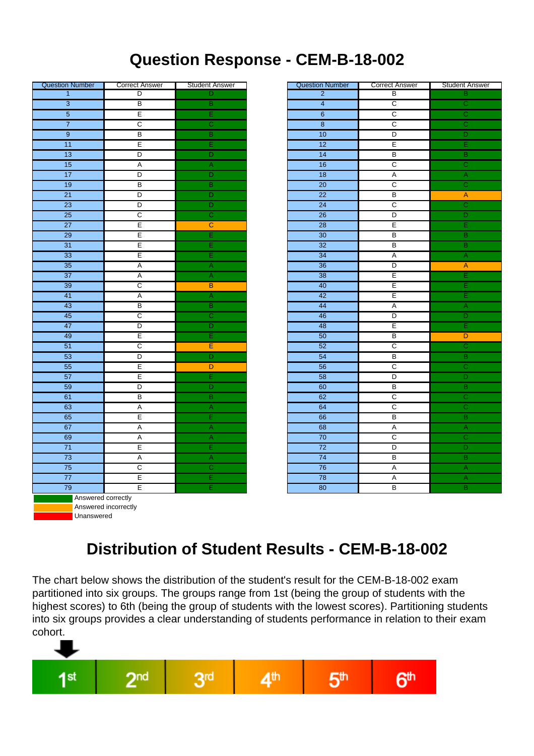# Question Response - CEM-B-18-002

| Question Number | Correct Answer | Student Answer | Question Number | Correct Answer | Student Answer |
|---|---|---|---|---|---|
| 1 | D | D | 2 | B | B |
| 3 | B | B | 4 | C | C |
| 5 | E | E | 6 | C | C |
| 7 | C | C | 8 | C | C |
| 9 | B | B | 10 | D | D |
| 11 | E | E | 12 | E | E |
| 13 | D | D | 14 | B | B |
| 15 | A | A | 16 | C | C |
| 17 | D | D | 18 | A | A |
| 19 | B | B | 20 | C | C |
| 21 | D | D | 22 | B | A |
| 23 | D | D | 24 | C | C |
| 25 | C | C | 26 | D | D |
| 27 | E | C | 28 | E | E |
| 29 | E | E | 30 | B | B |
| 31 | E | E | 32 | B | B |
| 33 | E | E | 34 | A | A |
| 35 | A | A | 36 | D | A |
| 37 | A | A | 38 | E | E |
| 39 | C | B | 40 | E | E |
| 41 | A | A | 42 | E | E |
| 43 | B | B | 44 | A | A |
| 45 | C | C | 46 | D | D |
| 47 | D | D | 48 | E | E |
| 49 | E | E | 50 | B | D |
| 51 | C | E | 52 | C | C |
| 53 | D | D | 54 | B | B |
| 55 | E | D | 56 | C | C |
| 57 | E | E | 58 | D | D |
| 59 | D | D | 60 | B | B |
| 61 | B | B | 62 | C | C |
| 63 | A | A | 64 | C | C |
| 65 | E | E | 66 | B | B |
| 67 | A | A | 68 | A | A |
| 69 | A | A | 70 | C | C |
| 71 | E | E | 72 | D | D |
| 73 | A | A | 74 | B | B |
| 75 | C | C | 76 | A | A |
| 77 | E | E | 78 | A | A |
| 79 | E | E | 80 | B | B |

Answered correctly
Answered incorrectly
Unanswered

# Distribution of Student Results - CEM-B-18-002

The chart below shows the distribution of the student's result for the CEM-B-18-002 exam partitioned into six groups. The groups range from 1st (being the group of students with the highest scores) to 6th (being the group of students with the lowest scores). Partitioning students into six groups provides a clear understanding of students performance in relation to their exam cohort.

1st | 2nd | 3rd | 4th | 5th | 6th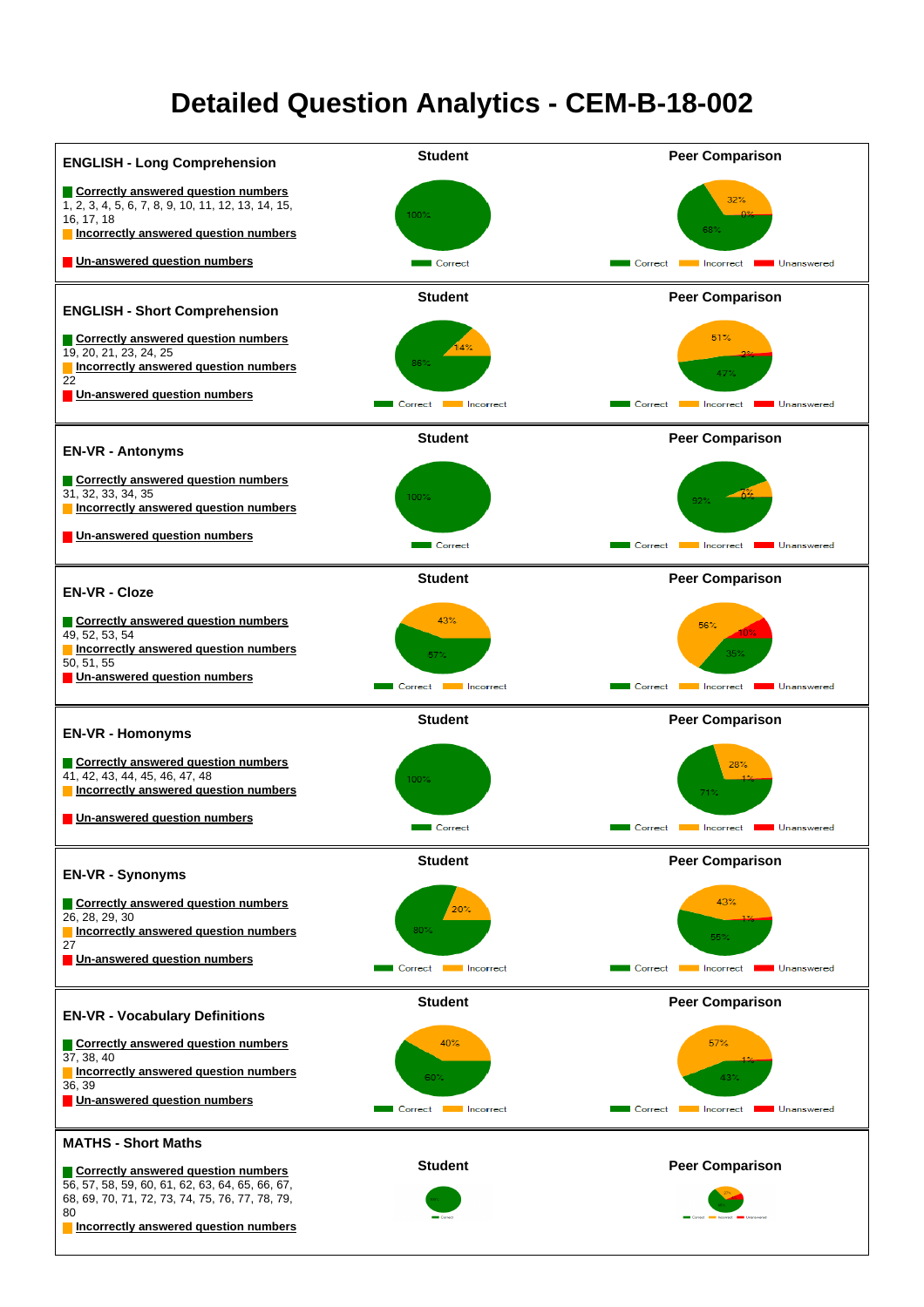# Detailed Question Analytics - CEM-B-18-002

## ENGLISH - Long Comprehension

**Correctly answered question numbers**
1, 2, 3, 4, 5, 6, 7, 8, 9, 10, 11, 12, 13, 14, 15, 16, 17, 18

**Incorrectly answered question numbers**

**Un-answered question numbers**

Student: Correct 100%

Peer Comparison: Correct 68%, Incorrect 32%, Unanswered 0%

## ENGLISH - Short Comprehension

**Correctly answered question numbers**
19, 20, 21, 23, 24, 25

**Incorrectly answered question numbers**
22

**Un-answered question numbers**

Student: Correct 86%, Incorrect 14%

Peer Comparison: Correct 47%, Incorrect 51%, Unanswered 2%

## EN-VR - Antonyms

**Correctly answered question numbers**
31, 32, 33, 34, 35

**Incorrectly answered question numbers**

**Un-answered question numbers**

Student: Correct 100%

Peer Comparison: Correct 92%, Incorrect 8%, Unanswered 0%

## EN-VR - Cloze

**Correctly answered question numbers**
49, 52, 53, 54

**Incorrectly answered question numbers**
50, 51, 55

**Un-answered question numbers**

Student: Correct 57%, Incorrect 43%

Peer Comparison: Correct 35%, Incorrect 56%, Unanswered 10%

## EN-VR - Homonyms

**Correctly answered question numbers**
41, 42, 43, 44, 45, 46, 47, 48

**Incorrectly answered question numbers**

**Un-answered question numbers**

Student: Correct 100%

Peer Comparison: Correct 71%, Incorrect 28%, Unanswered 1%

## EN-VR - Synonyms

**Correctly answered question numbers**
26, 28, 29, 30

**Incorrectly answered question numbers**
27

**Un-answered question numbers**

Student: Correct 80%, Incorrect 20%

Peer Comparison: Correct 55%, Incorrect 43%, Unanswered 1%

## EN-VR - Vocabulary Definitions

**Correctly answered question numbers**
37, 38, 40

**Incorrectly answered question numbers**
36, 39

**Un-answered question numbers**

Student: Correct 60%, Incorrect 40%

Peer Comparison: Correct 43%, Incorrect 57%, Unanswered 1%

## MATHS - Short Maths

**Correctly answered question numbers**
56, 57, 58, 59, 60, 61, 62, 63, 64, 65, 66, 67, 68, 69, 70, 71, 72, 73, 74, 75, 76, 77, 78, 79, 80

**Incorrectly answered question numbers**

Student

Peer Comparison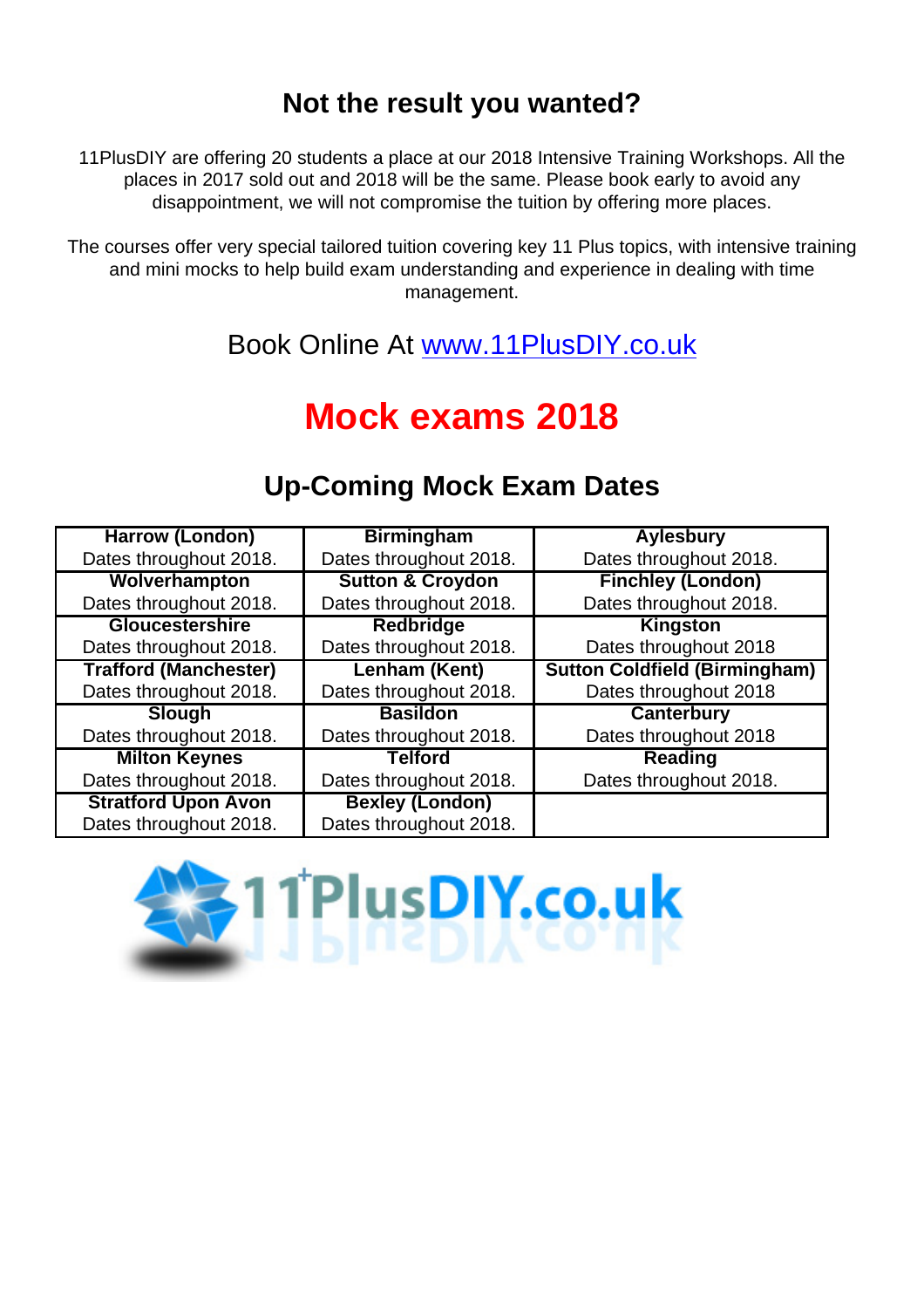## Not the result you wanted?

11PlusDIY are offering 20 students a place at our 2018 Intensive Training Workshops. All the places in 2017 sold out and 2018 will be the same. Please book early to avoid any disappointment, we will not compromise the tuition by offering more places.

The courses offer very special tailored tuition covering key 11 Plus topics, with intensive training and mini mocks to help build exam understanding and experience in dealing with time management.

Book Online At [www.11PlusDIY.co.uk](http://www.11PlusDIY.co.uk)

# Mock exams 2018

## Up-Coming Mock Exam Dates

| | | |
|---|---|---|
| **Harrow (London)**<br>Dates throughout 2018. | **Birmingham**<br>Dates throughout 2018. | **Aylesbury**<br>Dates throughout 2018. |
| **Wolverhampton**<br>Dates throughout 2018. | **Sutton & Croydon**<br>Dates throughout 2018. | **Finchley (London)**<br>Dates throughout 2018. |
| **Gloucestershire**<br>Dates throughout 2018. | **Redbridge**<br>Dates throughout 2018. | **Kingston**<br>Dates throughout 2018 |
| **Trafford (Manchester)**<br>Dates throughout 2018. | **Lenham (Kent)**<br>Dates throughout 2018. | **Sutton Coldfield (Birmingham)**<br>Dates throughout 2018 |
| **Slough**<br>Dates throughout 2018. | **Basildon**<br>Dates throughout 2018. | **Canterbury**<br>Dates throughout 2018 |
| **Milton Keynes**<br>Dates throughout 2018. | **Telford**<br>Dates throughout 2018. | **Reading**<br>Dates throughout 2018. |
| **Stratford Upon Avon**<br>Dates throughout 2018. | **Bexley (London)**<br>Dates throughout 2018. | |

11PlusDIY.co.uk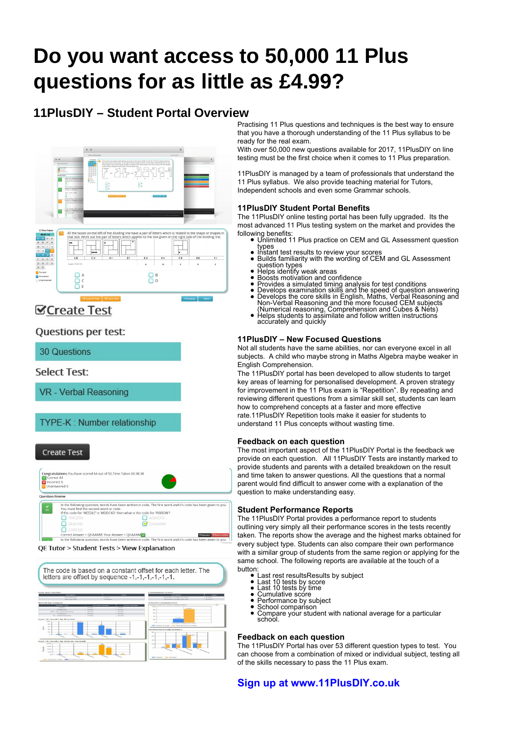# Do you want access to 50,000 11 Plus questions for as little as £4.99?

## 11PlusDIY – Student Portal Overview

Practising 11 Plus questions and techniques is the best way to ensure that you have a thorough understanding of the 11 Plus syllabus to be ready for the real exam.
With over 50,000 new questions available for 2017, 11PlusDIY on line testing must be the first choice when it comes to 11 Plus preparation.

11PlusDIY is managed by a team of professionals that understand the 11 Plus syllabus. We also provide teaching material for Tutors, Independent schools and even some Grammar schools.

### 11PlusDIY Student Portal Benefits

The 11PlusDIY online testing portal has been fully upgraded. Its the most advanced 11 Plus testing system on the market and provides the following benefits:

- Unlimited 11 Plus practice on CEM and GL Assessment question types
- Instant test results to review your scores
- Builds familiarity with the wording of CEM and GL Assessment question types
- Helps identify weak areas
- Boosts motivation and confidence
- Provides a simulated timing analysis for test conditions
- Develops examination skills and the speed of question answering
- Develops the core skills in English, Maths, Verbal Reasoning and Non-Verbal Reasoning and the more focused CEM subjects (Numerical reasoning, Comprehension and Cubes & Nets)
- Helps students to assimilate and follow written instructions accurately and quickly

### 11PlusDIY – New Focused Questions

Not all students have the same abilities, nor can everyone excel in all subjects. A child who maybe strong in Maths Algebra maybe weaker in English Comprehension.
The 11PlusDIY portal has been developed to allow students to target key areas of learning for personalised development. A proven strategy for improvement in the 11 Plus exam is "Repetition". By repeating and reviewing different questions from a similar skill set, students can learn how to comprehend concepts at a faster and more effective rate.11PlusDIY Repetition tools make it easier for students to understand 11 Plus concepts without wasting time.

### Feedback on each question

The most important aspect of the 11PlusDIY Portal is the feedback we provide on each question. All 11PlusDIY Tests are instantly marked to provide students and parents with a detailed breakdown on the result and time taken to answer questions. All the questions that a normal parent would find difficult to answer come with a explanation of the question to make understanding easy.

### Student Performance Reports

The 11PlusDIY Portal provides a performance report to students outlining very simply all their performance scores in the tests recently taken. The reports show the average and the highest marks obtained for every subject type. Students can also compare their own performance with a similar group of students from the same region or applying for the same school. The following reports are available at the touch of a button:

- Last rest resultsResults by subject
- Last 10 tests by score
- Last 10 tests by time
- Cumulative score
- Performance by subject
- School comparison
- Compare your student with national average for a particular school.

### Feedback on each question

The 11PlusDIY Portal has over 53 different question types to test. You can choose from a combination of mixed or individual subject, testing all of the skills necessary to pass the 11 Plus exam.

**Sign up at www.11PlusDIY.co.uk**

Create Test

Questions per test:

30 Questions

Select Test:

VR - Verbal Reasoning

TYPE-K : Number relationship

Create Test

QE Tutor > Student Tests > View Explanation

The code is based on a constant offset for each letter. The letters are offset by sequence -1,-1,-1,-1,-1,-1.